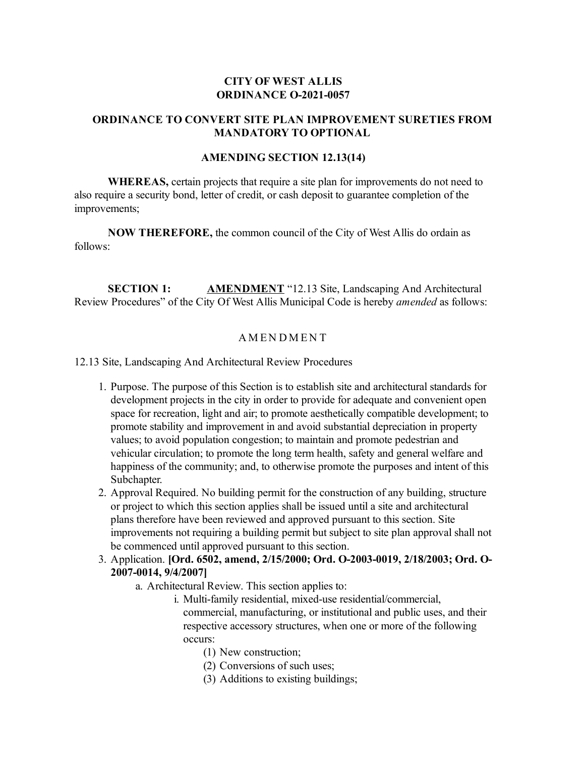**CITY OF WEST ALLIS**
**ORDINANCE O-2021-0057**

**ORDINANCE TO CONVERT SITE PLAN IMPROVEMENT SURETIES FROM MANDATORY TO OPTIONAL**

**AMENDING SECTION 12.13(14)**

**WHEREAS,** certain projects that require a site plan for improvements do not need to also require a security bond, letter of credit, or cash deposit to guarantee completion of the improvements;

**NOW THEREFORE,** the common council of the City of West Allis do ordain as follows:

**SECTION 1:** **<u>AMENDMENT</u>** "12.13 Site, Landscaping And Architectural Review Procedures" of the City Of West Allis Municipal Code is hereby *amended* as follows:

A M E N D M E N T

12.13 Site, Landscaping And Architectural Review Procedures

1. Purpose. The purpose of this Section is to establish site and architectural standards for development projects in the city in order to provide for adequate and convenient open space for recreation, light and air; to promote aesthetically compatible development; to promote stability and improvement in and avoid substantial depreciation in property values; to avoid population congestion; to maintain and promote pedestrian and vehicular circulation; to promote the long term health, safety and general welfare and happiness of the community; and, to otherwise promote the purposes and intent of this Subchapter.
2. Approval Required. No building permit for the construction of any building, structure or project to which this section applies shall be issued until a site and architectural plans therefore have been reviewed and approved pursuant to this section. Site improvements not requiring a building permit but subject to site plan approval shall not be commenced until approved pursuant to this section.
3. Application. **[Ord. 6502, amend, 2/15/2000; Ord. O-2003-0019, 2/18/2003; Ord. O-2007-0014, 9/4/2007]**
    a. Architectural Review. This section applies to:
        i. Multi-family residential, mixed-use residential/commercial, commercial, manufacturing, or institutional and public uses, and their respective accessory structures, when one or more of the following occurs:
            (1) New construction;
            (2) Conversions of such uses;
            (3) Additions to existing buildings;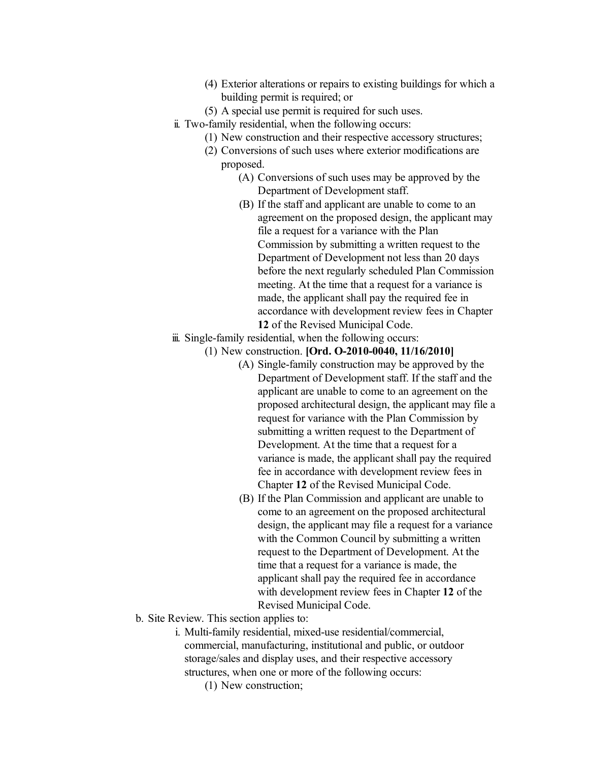(4) Exterior alterations or repairs to existing buildings for which a building permit is required; or

(5) A special use permit is required for such uses.

ii. Two-family residential, when the following occurs:

(1) New construction and their respective accessory structures;

(2) Conversions of such uses where exterior modifications are proposed.

(A) Conversions of such uses may be approved by the Department of Development staff.

(B) If the staff and applicant are unable to come to an agreement on the proposed design, the applicant may file a request for a variance with the Plan Commission by submitting a written request to the Department of Development not less than 20 days before the next regularly scheduled Plan Commission meeting. At the time that a request for a variance is made, the applicant shall pay the required fee in accordance with development review fees in Chapter **12** of the Revised Municipal Code.

iii. Single-family residential, when the following occurs:

(1) New construction. **[Ord. O-2010-0040, 11/16/2010]**

(A) Single-family construction may be approved by the Department of Development staff. If the staff and the applicant are unable to come to an agreement on the proposed architectural design, the applicant may file a request for variance with the Plan Commission by submitting a written request to the Department of Development. At the time that a request for a variance is made, the applicant shall pay the required fee in accordance with development review fees in Chapter **12** of the Revised Municipal Code.

(B) If the Plan Commission and applicant are unable to come to an agreement on the proposed architectural design, the applicant may file a request for a variance with the Common Council by submitting a written request to the Department of Development. At the time that a request for a variance is made, the applicant shall pay the required fee in accordance with development review fees in Chapter **12** of the Revised Municipal Code.

b. Site Review. This section applies to:

i. Multi-family residential, mixed-use residential/commercial, commercial, manufacturing, institutional and public, or outdoor storage/sales and display uses, and their respective accessory structures, when one or more of the following occurs:

(1) New construction;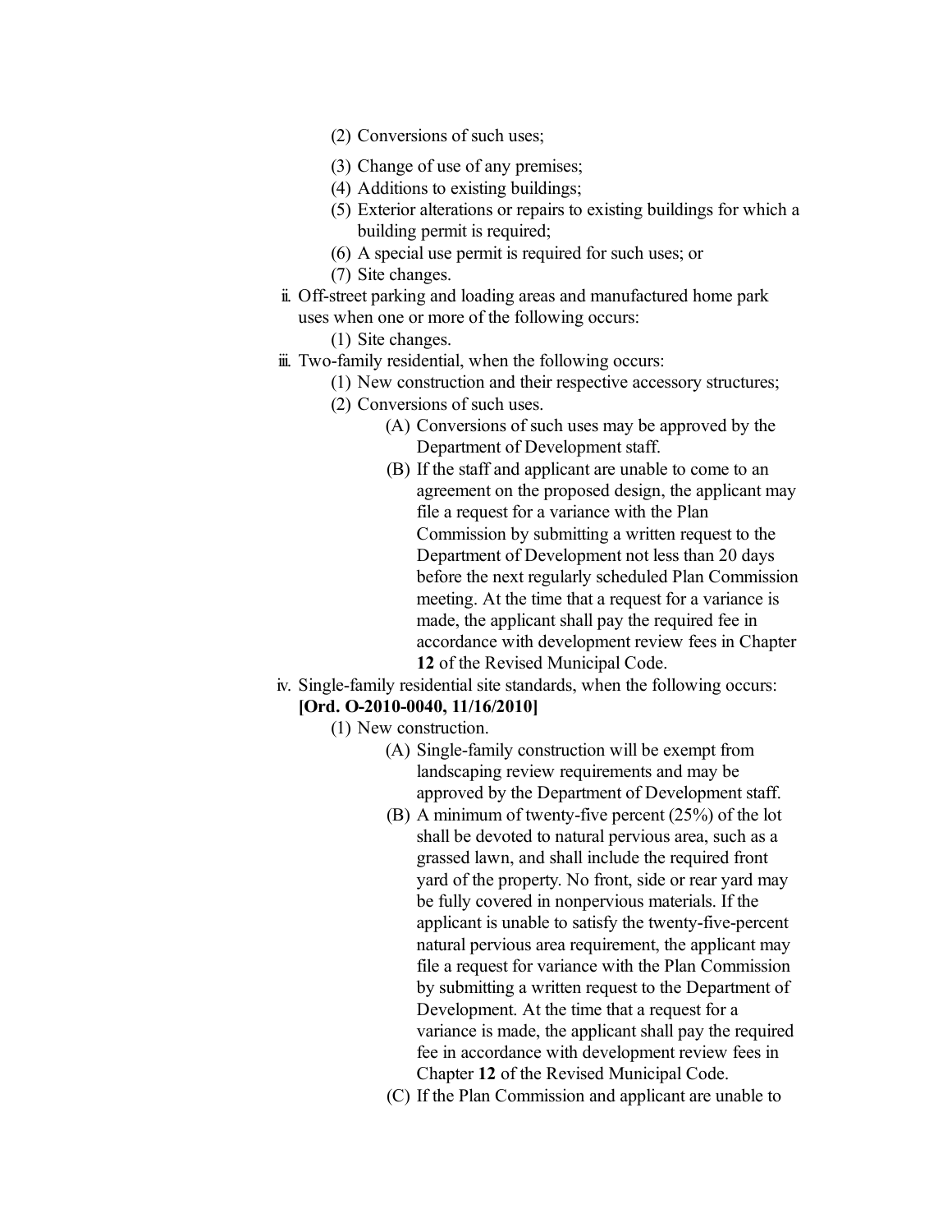(2) Conversions of such uses;

(3) Change of use of any premises;

(4) Additions to existing buildings;

(5) Exterior alterations or repairs to existing buildings for which a building permit is required;

(6) A special use permit is required for such uses; or

(7) Site changes.

ii. Off-street parking and loading areas and manufactured home park uses when one or more of the following occurs:

(1) Site changes.

iii. Two-family residential, when the following occurs:

(1) New construction and their respective accessory structures;

(2) Conversions of such uses.

(A) Conversions of such uses may be approved by the Department of Development staff.

(B) If the staff and applicant are unable to come to an agreement on the proposed design, the applicant may file a request for a variance with the Plan Commission by submitting a written request to the Department of Development not less than 20 days before the next regularly scheduled Plan Commission meeting. At the time that a request for a variance is made, the applicant shall pay the required fee in accordance with development review fees in Chapter **12** of the Revised Municipal Code.

iv. Single-family residential site standards, when the following occurs: **[Ord. O-2010-0040, 11/16/2010]**

(1) New construction.

(A) Single-family construction will be exempt from landscaping review requirements and may be approved by the Department of Development staff.

(B) A minimum of twenty-five percent (25%) of the lot shall be devoted to natural pervious area, such as a grassed lawn, and shall include the required front yard of the property. No front, side or rear yard may be fully covered in nonpervious materials. If the applicant is unable to satisfy the twenty-five-percent natural pervious area requirement, the applicant may file a request for variance with the Plan Commission by submitting a written request to the Department of Development. At the time that a request for a variance is made, the applicant shall pay the required fee in accordance with development review fees in Chapter **12** of the Revised Municipal Code.

(C) If the Plan Commission and applicant are unable to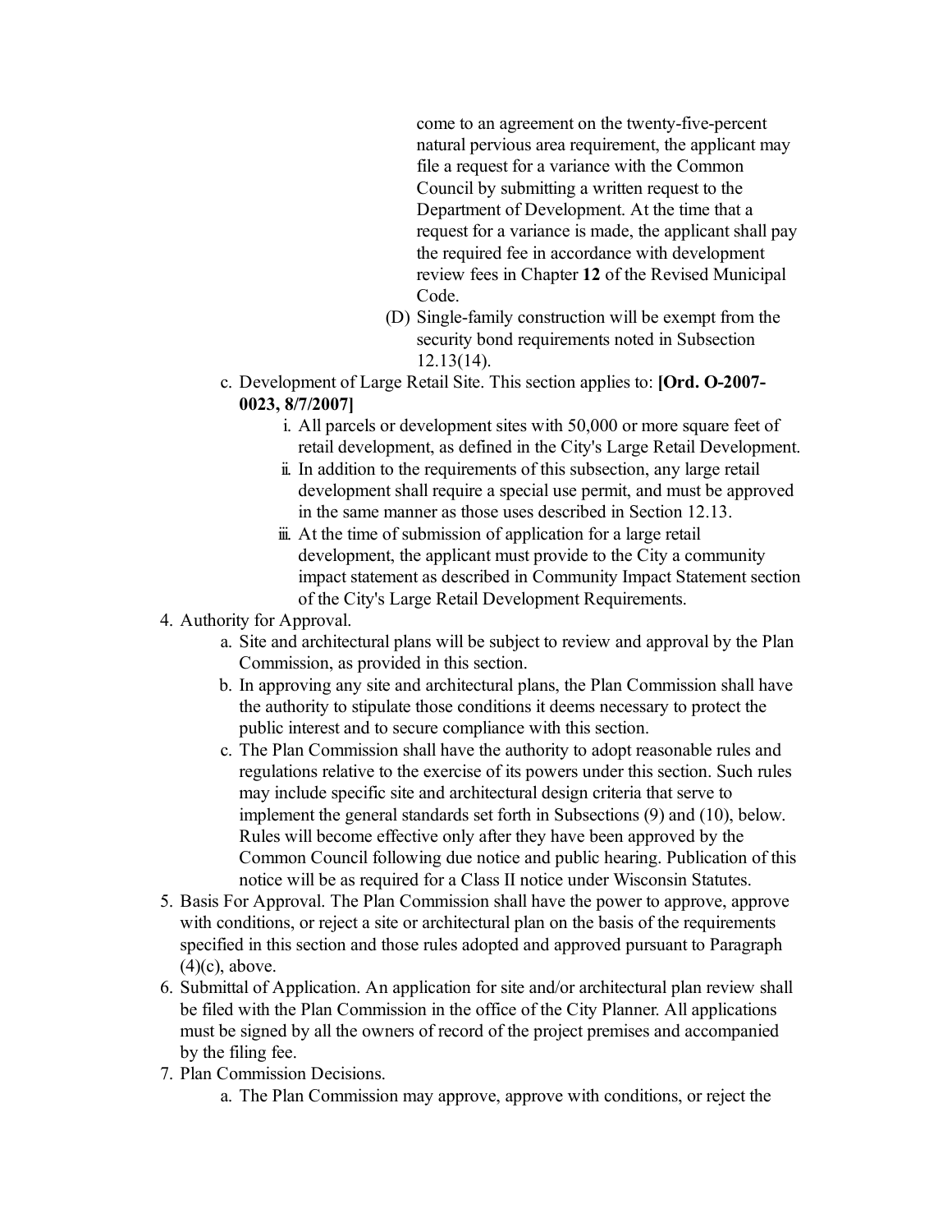come to an agreement on the twenty-five-percent natural pervious area requirement, the applicant may file a request for a variance with the Common Council by submitting a written request to the Department of Development. At the time that a request for a variance is made, the applicant shall pay the required fee in accordance with development review fees in Chapter **12** of the Revised Municipal Code.

(D) Single-family construction will be exempt from the security bond requirements noted in Subsection 12.13(14).

c. Development of Large Retail Site. This section applies to: **[Ord. O-2007-0023, 8/7/2007]**

   i. All parcels or development sites with 50,000 or more square feet of retail development, as defined in the City's Large Retail Development.

   ii. In addition to the requirements of this subsection, any large retail development shall require a special use permit, and must be approved in the same manner as those uses described in Section 12.13.

   iii. At the time of submission of application for a large retail development, the applicant must provide to the City a community impact statement as described in Community Impact Statement section of the City's Large Retail Development Requirements.

4. Authority for Approval.
   a. Site and architectural plans will be subject to review and approval by the Plan Commission, as provided in this section.
   b. In approving any site and architectural plans, the Plan Commission shall have the authority to stipulate those conditions it deems necessary to protect the public interest and to secure compliance with this section.
   c. The Plan Commission shall have the authority to adopt reasonable rules and regulations relative to the exercise of its powers under this section. Such rules may include specific site and architectural design criteria that serve to implement the general standards set forth in Subsections (9) and (10), below. Rules will become effective only after they have been approved by the Common Council following due notice and public hearing. Publication of this notice will be as required for a Class II notice under Wisconsin Statutes.
5. Basis For Approval. The Plan Commission shall have the power to approve, approve with conditions, or reject a site or architectural plan on the basis of the requirements specified in this section and those rules adopted and approved pursuant to Paragraph (4)(c), above.
6. Submittal of Application. An application for site and/or architectural plan review shall be filed with the Plan Commission in the office of the City Planner. All applications must be signed by all the owners of record of the project premises and accompanied by the filing fee.
7. Plan Commission Decisions.
   a. The Plan Commission may approve, approve with conditions, or reject the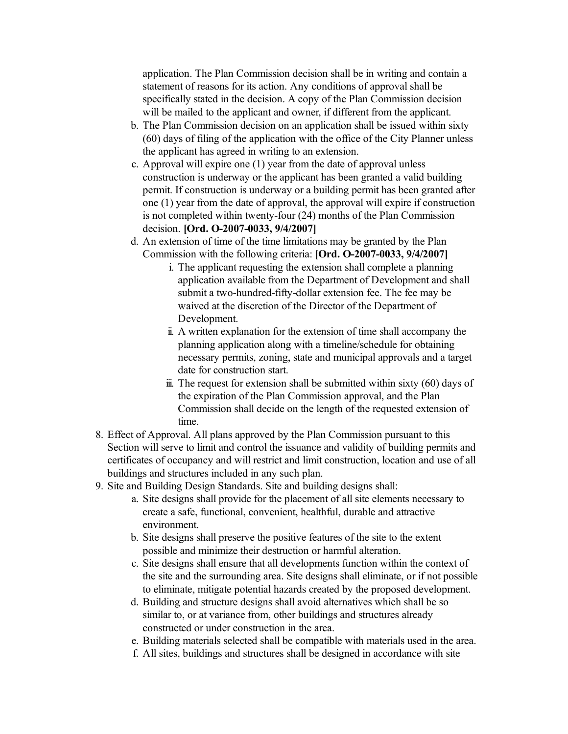application. The Plan Commission decision shall be in writing and contain a statement of reasons for its action. Any conditions of approval shall be specifically stated in the decision. A copy of the Plan Commission decision will be mailed to the applicant and owner, if different from the applicant.

   b. The Plan Commission decision on an application shall be issued within sixty (60) days of filing of the application with the office of the City Planner unless the applicant has agreed in writing to an extension.
   c. Approval will expire one (1) year from the date of approval unless construction is underway or the applicant has been granted a valid building permit. If construction is underway or a building permit has been granted after one (1) year from the date of approval, the approval will expire if construction is not completed within twenty-four (24) months of the Plan Commission decision. **[Ord. O-2007-0033, 9/4/2007]**
   d. An extension of time of the time limitations may be granted by the Plan Commission with the following criteria: **[Ord. O-2007-0033, 9/4/2007]**
      i. The applicant requesting the extension shall complete a planning application available from the Department of Development and shall submit a two-hundred-fifty-dollar extension fee. The fee may be waived at the discretion of the Director of the Department of Development.
      ii. A written explanation for the extension of time shall accompany the planning application along with a timeline/schedule for obtaining necessary permits, zoning, state and municipal approvals and a target date for construction start.
      iii. The request for extension shall be submitted within sixty (60) days of the expiration of the Plan Commission approval, and the Plan Commission shall decide on the length of the requested extension of time.

8. Effect of Approval. All plans approved by the Plan Commission pursuant to this Section will serve to limit and control the issuance and validity of building permits and certificates of occupancy and will restrict and limit construction, location and use of all buildings and structures included in any such plan.
9. Site and Building Design Standards. Site and building designs shall:
   a. Site designs shall provide for the placement of all site elements necessary to create a safe, functional, convenient, healthful, durable and attractive environment.
   b. Site designs shall preserve the positive features of the site to the extent possible and minimize their destruction or harmful alteration.
   c. Site designs shall ensure that all developments function within the context of the site and the surrounding area. Site designs shall eliminate, or if not possible to eliminate, mitigate potential hazards created by the proposed development.
   d. Building and structure designs shall avoid alternatives which shall be so similar to, or at variance from, other buildings and structures already constructed or under construction in the area.
   e. Building materials selected shall be compatible with materials used in the area.
   f. All sites, buildings and structures shall be designed in accordance with site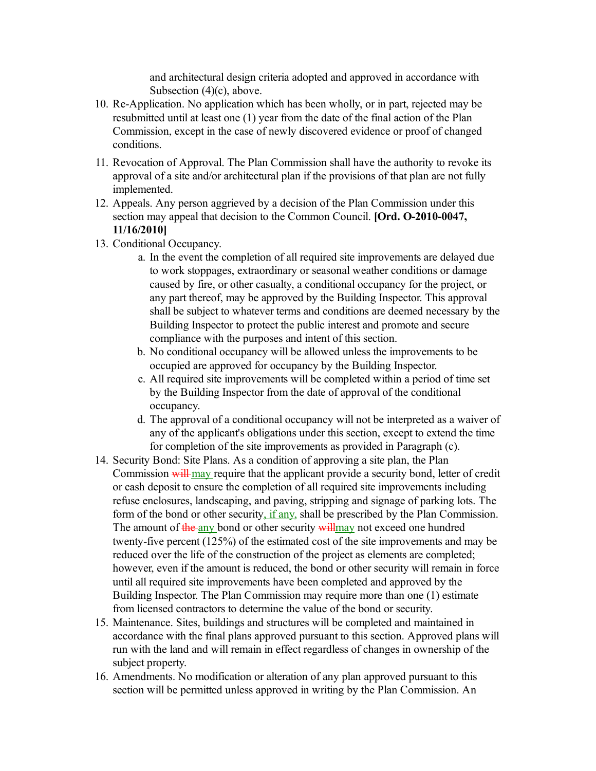and architectural design criteria adopted and approved in accordance with Subsection (4)(c), above.

10. Re-Application. No application which has been wholly, or in part, rejected may be resubmitted until at least one (1) year from the date of the final action of the Plan Commission, except in the case of newly discovered evidence or proof of changed conditions.
11. Revocation of Approval. The Plan Commission shall have the authority to revoke its approval of a site and/or architectural plan if the provisions of that plan are not fully implemented.
12. Appeals. Any person aggrieved by a decision of the Plan Commission under this section may appeal that decision to the Common Council. **[Ord. O-2010-0047, 11/16/2010]**
13. Conditional Occupancy.
    a. In the event the completion of all required site improvements are delayed due to work stoppages, extraordinary or seasonal weather conditions or damage caused by fire, or other casualty, a conditional occupancy for the project, or any part thereof, may be approved by the Building Inspector. This approval shall be subject to whatever terms and conditions are deemed necessary by the Building Inspector to protect the public interest and promote and secure compliance with the purposes and intent of this section.
    b. No conditional occupancy will be allowed unless the improvements to be occupied are approved for occupancy by the Building Inspector.
    c. All required site improvements will be completed within a period of time set by the Building Inspector from the date of approval of the conditional occupancy.
    d. The approval of a conditional occupancy will not be interpreted as a waiver of any of the applicant's obligations under this section, except to extend the time for completion of the site improvements as provided in Paragraph (c).
14. Security Bond: Site Plans. As a condition of approving a site plan, the Plan Commission ~~will~~ may require that the applicant provide a security bond, letter of credit or cash deposit to ensure the completion of all required site improvements including refuse enclosures, landscaping, and paving, stripping and signage of parking lots. The form of the bond or other security, if any, shall be prescribed by the Plan Commission. The amount of ~~the~~ any bond or other security ~~will~~may not exceed one hundred twenty-five percent (125%) of the estimated cost of the site improvements and may be reduced over the life of the construction of the project as elements are completed; however, even if the amount is reduced, the bond or other security will remain in force until all required site improvements have been completed and approved by the Building Inspector. The Plan Commission may require more than one (1) estimate from licensed contractors to determine the value of the bond or security.
15. Maintenance. Sites, buildings and structures will be completed and maintained in accordance with the final plans approved pursuant to this section. Approved plans will run with the land and will remain in effect regardless of changes in ownership of the subject property.
16. Amendments. No modification or alteration of any plan approved pursuant to this section will be permitted unless approved in writing by the Plan Commission. An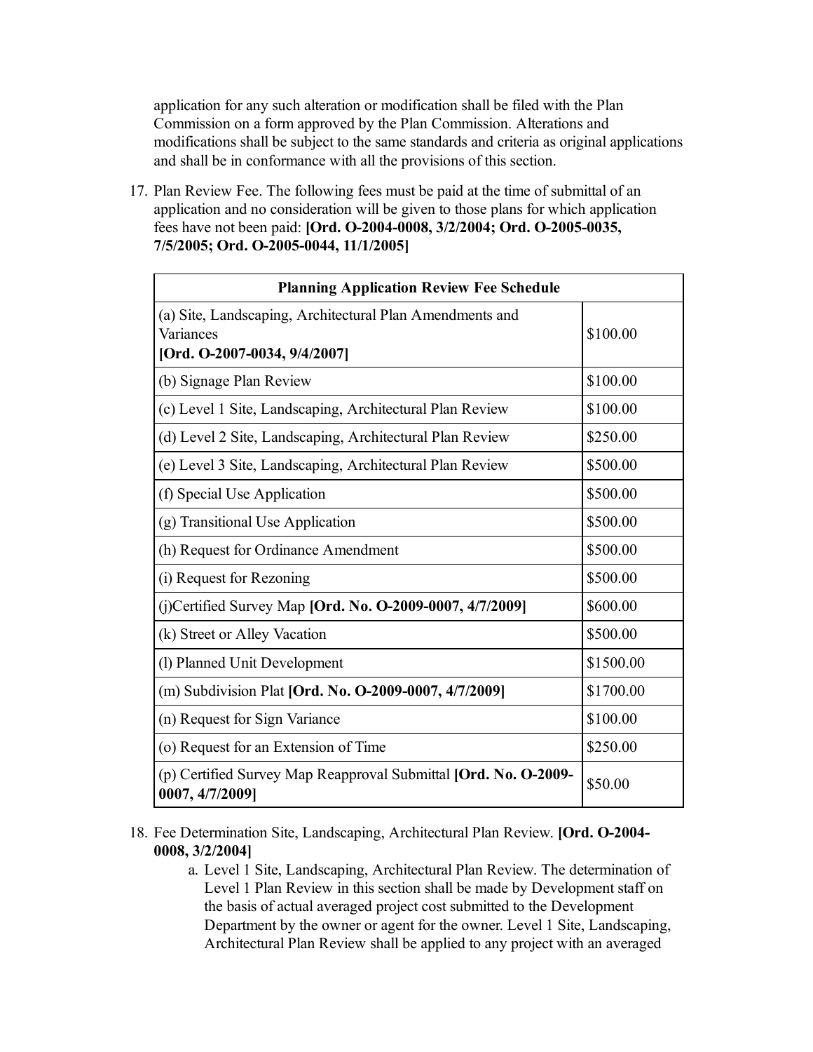application for any such alteration or modification shall be filed with the Plan Commission on a form approved by the Plan Commission. Alterations and modifications shall be subject to the same standards and criteria as original applications and shall be in conformance with all the provisions of this section.

17. Plan Review Fee. The following fees must be paid at the time of submittal of an application and no consideration will be given to those plans for which application fees have not been paid: **[Ord. O-2004-0008, 3/2/2004; Ord. O-2005-0035, 7/5/2005; Ord. O-2005-0044, 11/1/2005]**

| Planning Application Review Fee Schedule | |
|---|---|
| (a) Site, Landscaping, Architectural Plan Amendments and Variances **[Ord. O-2007-0034, 9/4/2007]** | $100.00 |
| (b) Signage Plan Review | $100.00 |
| (c) Level 1 Site, Landscaping, Architectural Plan Review | $100.00 |
| (d) Level 2 Site, Landscaping, Architectural Plan Review | $250.00 |
| (e) Level 3 Site, Landscaping, Architectural Plan Review | $500.00 |
| (f) Special Use Application | $500.00 |
| (g) Transitional Use Application | $500.00 |
| (h) Request for Ordinance Amendment | $500.00 |
| (i) Request for Rezoning | $500.00 |
| (j)Certified Survey Map **[Ord. No. O-2009-0007, 4/7/2009]** | $600.00 |
| (k) Street or Alley Vacation | $500.00 |
| (l) Planned Unit Development | $1500.00 |
| (m) Subdivision Plat **[Ord. No. O-2009-0007, 4/7/2009]** | $1700.00 |
| (n) Request for Sign Variance | $100.00 |
| (o) Request for an Extension of Time | $250.00 |
| (p) Certified Survey Map Reapproval Submittal **[Ord. No. O-2009-0007, 4/7/2009]** | $50.00 |

18. Fee Determination Site, Landscaping, Architectural Plan Review. **[Ord. O-2004-0008, 3/2/2004]**
    a. Level 1 Site, Landscaping, Architectural Plan Review. The determination of Level 1 Plan Review in this section shall be made by Development staff on the basis of actual averaged project cost submitted to the Development Department by the owner or agent for the owner. Level 1 Site, Landscaping, Architectural Plan Review shall be applied to any project with an averaged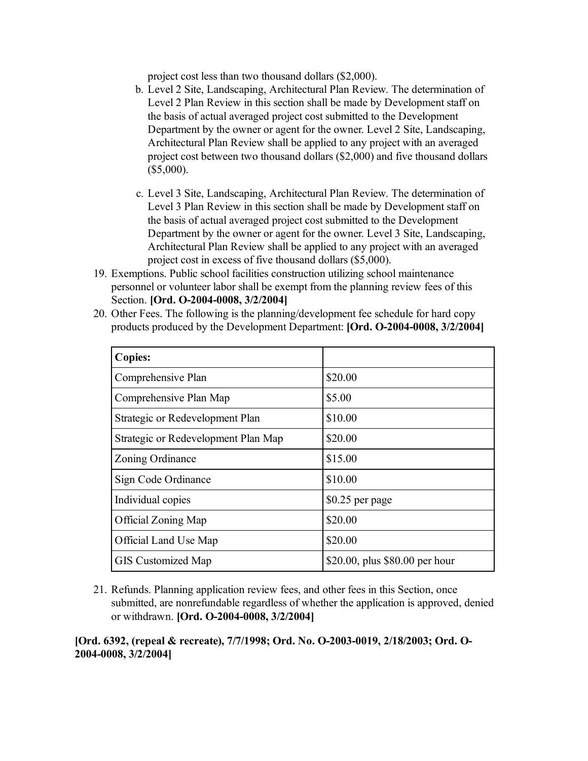project cost less than two thousand dollars ($2,000).

   b. Level 2 Site, Landscaping, Architectural Plan Review. The determination of Level 2 Plan Review in this section shall be made by Development staff on the basis of actual averaged project cost submitted to the Development Department by the owner or agent for the owner. Level 2 Site, Landscaping, Architectural Plan Review shall be applied to any project with an averaged project cost between two thousand dollars ($2,000) and five thousand dollars ($5,000).

   c. Level 3 Site, Landscaping, Architectural Plan Review. The determination of Level 3 Plan Review in this section shall be made by Development staff on the basis of actual averaged project cost submitted to the Development Department by the owner or agent for the owner. Level 3 Site, Landscaping, Architectural Plan Review shall be applied to any project with an averaged project cost in excess of five thousand dollars ($5,000).

19. Exemptions. Public school facilities construction utilizing school maintenance personnel or volunteer labor shall be exempt from the planning review fees of this Section. **[Ord. O-2004-0008, 3/2/2004]**

20. Other Fees. The following is the planning/development fee schedule for hard copy products produced by the Development Department: **[Ord. O-2004-0008, 3/2/2004]**

| **Copies:** | |
|---|---|
| Comprehensive Plan | $20.00 |
| Comprehensive Plan Map | $5.00 |
| Strategic or Redevelopment Plan | $10.00 |
| Strategic or Redevelopment Plan Map | $20.00 |
| Zoning Ordinance | $15.00 |
| Sign Code Ordinance | $10.00 |
| Individual copies | $0.25 per page |
| Official Zoning Map | $20.00 |
| Official Land Use Map | $20.00 |
| GIS Customized Map | $20.00, plus $80.00 per hour |

21. Refunds. Planning application review fees, and other fees in this Section, once submitted, are nonrefundable regardless of whether the application is approved, denied or withdrawn. **[Ord. O-2004-0008, 3/2/2004]**

**[Ord. 6392, (repeal & recreate), 7/7/1998; Ord. No. O-2003-0019, 2/18/2003; Ord. O-2004-0008, 3/2/2004]**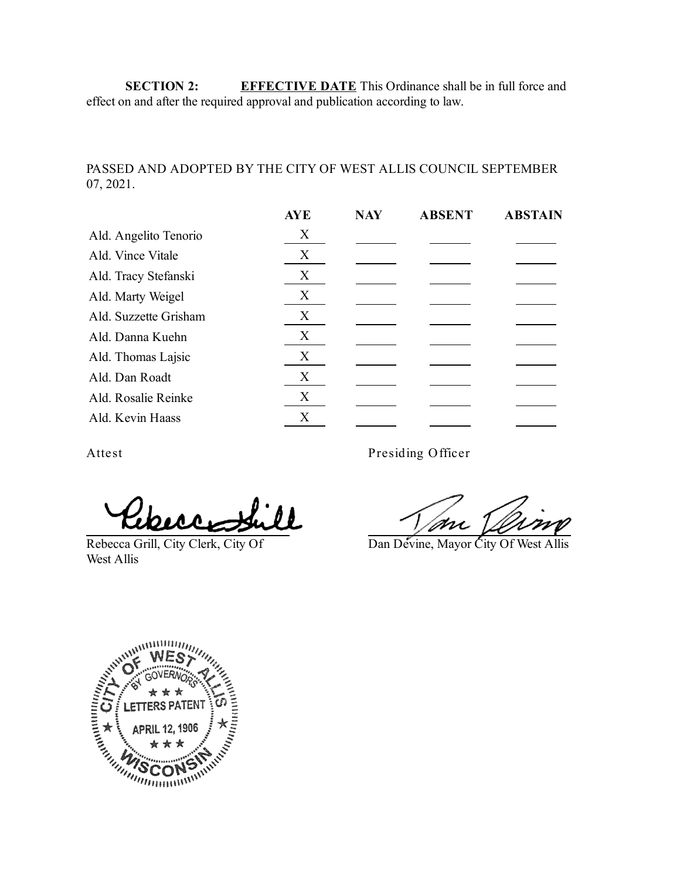**SECTION 2:** **EFFECTIVE DATE** This Ordinance shall be in full force and effect on and after the required approval and publication according to law.

PASSED AND ADOPTED BY THE CITY OF WEST ALLIS COUNCIL SEPTEMBER 07, 2021.

| | AYE | NAY | ABSENT | ABSTAIN |
|---|---|---|---|---|
| Ald. Angelito Tenorio | X | | | |
| Ald. Vince Vitale | X | | | |
| Ald. Tracy Stefanski | X | | | |
| Ald. Marty Weigel | X | | | |
| Ald. Suzzette Grisham | X | | | |
| Ald. Danna Kuehn | X | | | |
| Ald. Thomas Lajsic | X | | | |
| Ald. Dan Roadt | X | | | |
| Ald. Rosalie Reinke | X | | | |
| Ald. Kevin Haass | X | | | |

Attest

Rebecca Grill, City Clerk, City Of West Allis

Presiding Officer

Dan Devine, Mayor City Of West Allis

CITY OF WEST ALLIS
BY GOVERNORS
LETTERS PATENT
APRIL 12, 1906
WISCONSIN